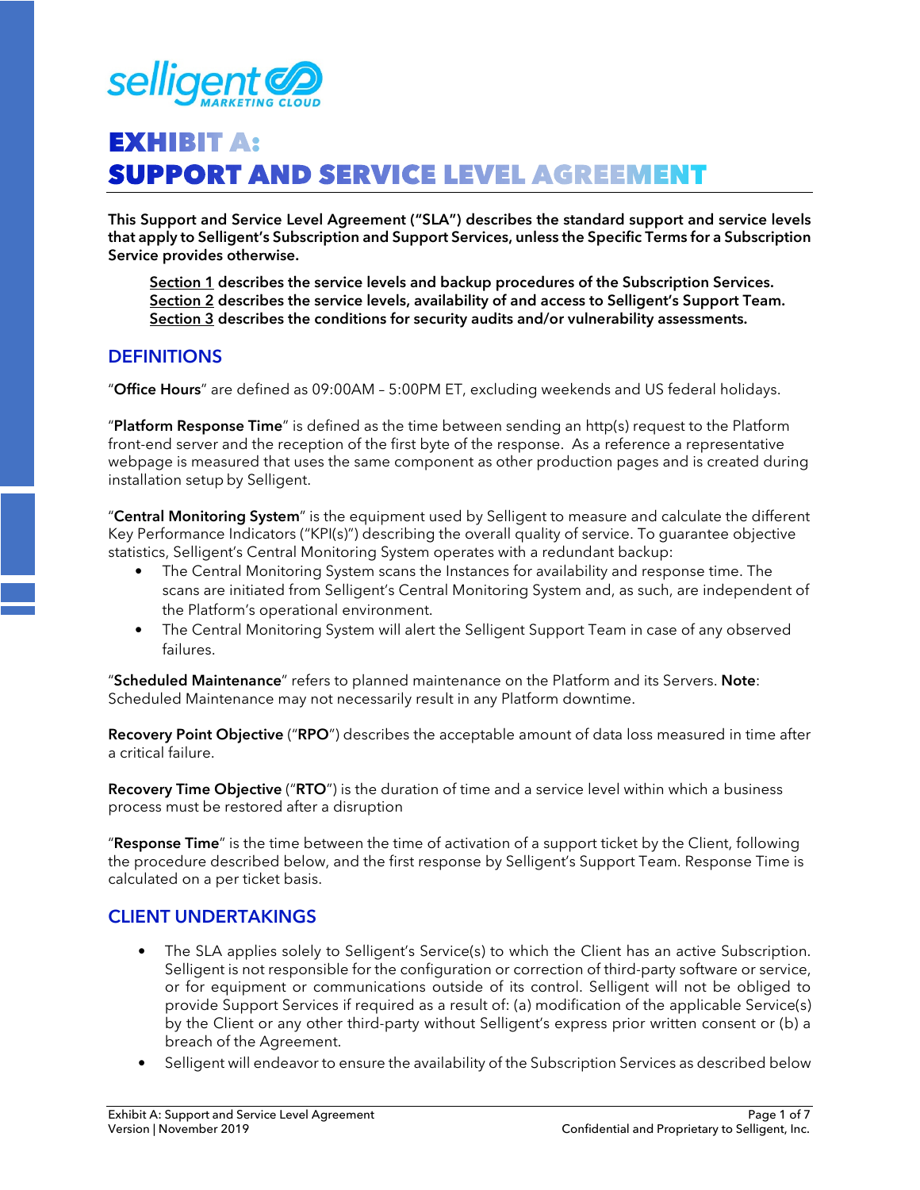# EXHIBIT A: SUPPORT AND SERVICE LEVEL AGREEMENT

**This Support and Service Level Agreement ("SLA") describes the standard support and service levels that apply to Selligent's Subscription and Support Services, unless the Specific Terms for a Subscription Service provides otherwise.**

> **Section 1 describes the service levels and backup procedures of the Subscription Services.**
> **Section 2 describes the service levels, availability of and access to Selligent's Support Team.**
> **Section 3 describes the conditions for security audits and/or vulnerability assessments.**

## DEFINITIONS

"**Office Hours**" are defined as 09:00AM – 5:00PM ET, excluding weekends and US federal holidays.

"**Platform Response Time**" is defined as the time between sending an http(s) request to the Platform front-end server and the reception of the first byte of the response. As a reference a representative webpage is measured that uses the same component as other production pages and is created during installation setup by Selligent.

"**Central Monitoring System**" is the equipment used by Selligent to measure and calculate the different Key Performance Indicators ("KPI(s)") describing the overall quality of service. To guarantee objective statistics, Selligent's Central Monitoring System operates with a redundant backup:

- The Central Monitoring System scans the Instances for availability and response time. The scans are initiated from Selligent's Central Monitoring System and, as such, are independent of the Platform's operational environment.
- The Central Monitoring System will alert the Selligent Support Team in case of any observed failures.

"**Scheduled Maintenance**" refers to planned maintenance on the Platform and its Servers. **Note**: Scheduled Maintenance may not necessarily result in any Platform downtime.

**Recovery Point Objective** ("**RPO**") describes the acceptable amount of data loss measured in time after a critical failure.

**Recovery Time Objective** ("**RTO**") is the duration of time and a service level within which a business process must be restored after a disruption

"**Response Time**" is the time between the time of activation of a support ticket by the Client, following the procedure described below, and the first response by Selligent's Support Team. Response Time is calculated on a per ticket basis.

## CLIENT UNDERTAKINGS

- The SLA applies solely to Selligent's Service(s) to which the Client has an active Subscription. Selligent is not responsible for the configuration or correction of third-party software or service, or for equipment or communications outside of its control. Selligent will not be obliged to provide Support Services if required as a result of: (a) modification of the applicable Service(s) by the Client or any other third-party without Selligent's express prior written consent or (b) a breach of the Agreement.
- Selligent will endeavor to ensure the availability of the Subscription Services as described below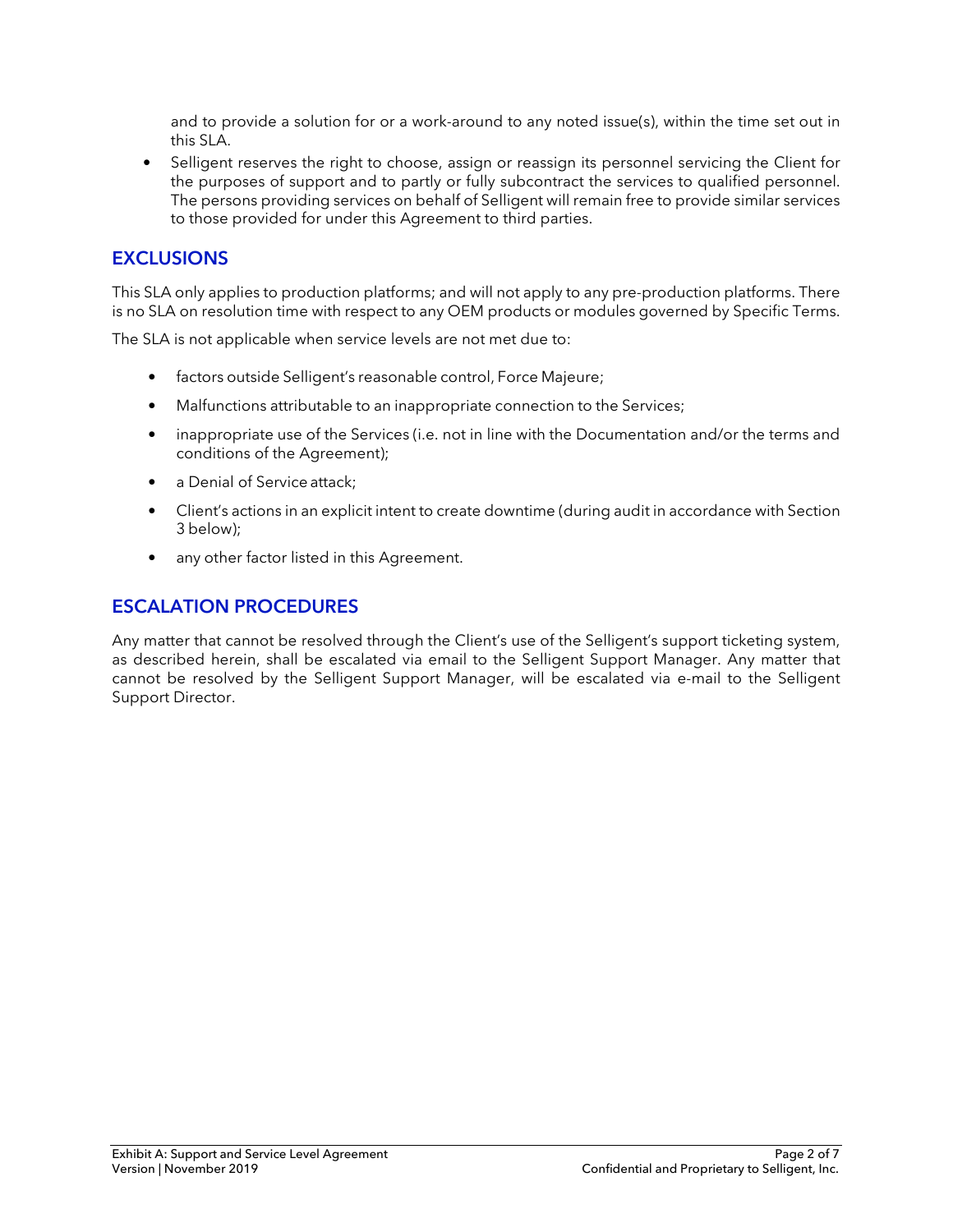and to provide a solution for or a work-around to any noted issue(s), within the time set out in this SLA.

- Selligent reserves the right to choose, assign or reassign its personnel servicing the Client for the purposes of support and to partly or fully subcontract the services to qualified personnel. The persons providing services on behalf of Selligent will remain free to provide similar services to those provided for under this Agreement to third parties.

## EXCLUSIONS

This SLA only applies to production platforms; and will not apply to any pre-production platforms. There is no SLA on resolution time with respect to any OEM products or modules governed by Specific Terms.

The SLA is not applicable when service levels are not met due to:

- factors outside Selligent's reasonable control, Force Majeure;
- Malfunctions attributable to an inappropriate connection to the Services;
- inappropriate use of the Services (i.e. not in line with the Documentation and/or the terms and conditions of the Agreement);
- a Denial of Service attack;
- Client's actions in an explicit intent to create downtime (during audit in accordance with Section 3 below);
- any other factor listed in this Agreement.

## ESCALATION PROCEDURES

Any matter that cannot be resolved through the Client's use of the Selligent's support ticketing system, as described herein, shall be escalated via email to the Selligent Support Manager. Any matter that cannot be resolved by the Selligent Support Manager, will be escalated via e-mail to the Selligent Support Director.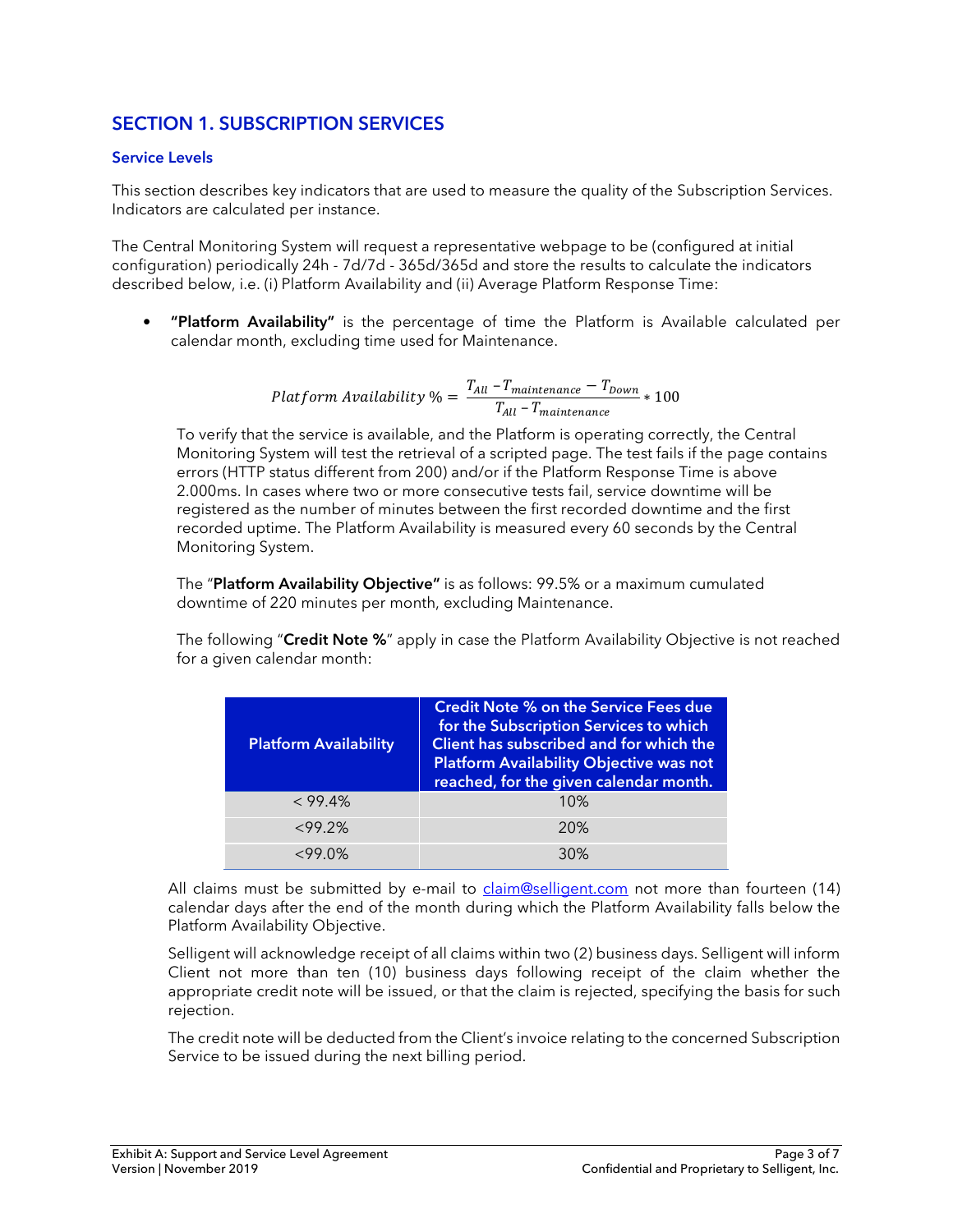## SECTION 1. SUBSCRIPTION SERVICES

### Service Levels

This section describes key indicators that are used to measure the quality of the Subscription Services. Indicators are calculated per instance.

The Central Monitoring System will request a representative webpage to be (configured at initial configuration) periodically 24h - 7d/7d - 365d/365d and store the results to calculate the indicators described below, i.e. (i) Platform Availability and (ii) Average Platform Response Time:

- **"Platform Availability"** is the percentage of time the Platform is Available calculated per calendar month, excluding time used for Maintenance.

$$Platform\ Availability\ \% = \frac{T_{All} - T_{maintenance} - T_{Down}}{T_{All} - T_{maintenance}} * 100$$

To verify that the service is available, and the Platform is operating correctly, the Central Monitoring System will test the retrieval of a scripted page. The test fails if the page contains errors (HTTP status different from 200) and/or if the Platform Response Time is above 2.000ms. In cases where two or more consecutive tests fail, service downtime will be registered as the number of minutes between the first recorded downtime and the first recorded uptime. The Platform Availability is measured every 60 seconds by the Central Monitoring System.

The "**Platform Availability Objective"** is as follows: 99.5% or a maximum cumulated downtime of 220 minutes per month, excluding Maintenance.

The following "**Credit Note %**" apply in case the Platform Availability Objective is not reached for a given calendar month:

| Platform Availability | Credit Note % on the Service Fees due for the Subscription Services to which Client has subscribed and for which the Platform Availability Objective was not reached, for the given calendar month. |
|---|---|
| < 99.4% | 10% |
| <99.2% | 20% |
| <99.0% | 30% |

All claims must be submitted by e-mail to claim@selligent.com not more than fourteen (14) calendar days after the end of the month during which the Platform Availability falls below the Platform Availability Objective.

Selligent will acknowledge receipt of all claims within two (2) business days. Selligent will inform Client not more than ten (10) business days following receipt of the claim whether the appropriate credit note will be issued, or that the claim is rejected, specifying the basis for such rejection.

The credit note will be deducted from the Client's invoice relating to the concerned Subscription Service to be issued during the next billing period.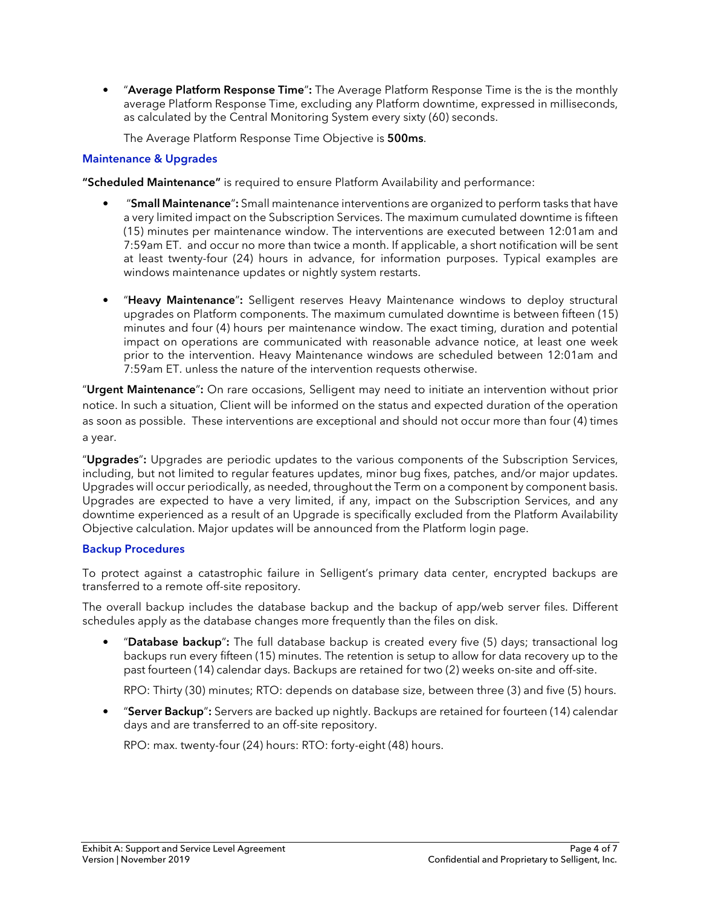- "**Average Platform Response Time**"**:** The Average Platform Response Time is the is the monthly average Platform Response Time, excluding any Platform downtime, expressed in milliseconds, as calculated by the Central Monitoring System every sixty (60) seconds.

  The Average Platform Response Time Objective is **500ms**.

### Maintenance & Upgrades

**"Scheduled Maintenance"** is required to ensure Platform Availability and performance:

- "**Small Maintenance**"**:** Small maintenance interventions are organized to perform tasks that have a very limited impact on the Subscription Services. The maximum cumulated downtime is fifteen (15) minutes per maintenance window. The interventions are executed between 12:01am and 7:59am ET. and occur no more than twice a month. If applicable, a short notification will be sent at least twenty-four (24) hours in advance, for information purposes. Typical examples are windows maintenance updates or nightly system restarts.

- "**Heavy Maintenance**"**:** Selligent reserves Heavy Maintenance windows to deploy structural upgrades on Platform components. The maximum cumulated downtime is between fifteen (15) minutes and four (4) hours per maintenance window. The exact timing, duration and potential impact on operations are communicated with reasonable advance notice, at least one week prior to the intervention. Heavy Maintenance windows are scheduled between 12:01am and 7:59am ET. unless the nature of the intervention requests otherwise.

"**Urgent Maintenance**"**:** On rare occasions, Selligent may need to initiate an intervention without prior notice. In such a situation, Client will be informed on the status and expected duration of the operation as soon as possible. These interventions are exceptional and should not occur more than four (4) times a year.

"**Upgrades**"**:** Upgrades are periodic updates to the various components of the Subscription Services, including, but not limited to regular features updates, minor bug fixes, patches, and/or major updates. Upgrades will occur periodically, as needed, throughout the Term on a component by component basis. Upgrades are expected to have a very limited, if any, impact on the Subscription Services, and any downtime experienced as a result of an Upgrade is specifically excluded from the Platform Availability Objective calculation. Major updates will be announced from the Platform login page.

### Backup Procedures

To protect against a catastrophic failure in Selligent's primary data center, encrypted backups are transferred to a remote off-site repository.

The overall backup includes the database backup and the backup of app/web server files. Different schedules apply as the database changes more frequently than the files on disk.

- "**Database backup**"**:** The full database backup is created every five (5) days; transactional log backups run every fifteen (15) minutes. The retention is setup to allow for data recovery up to the past fourteen (14) calendar days. Backups are retained for two (2) weeks on-site and off-site.

  RPO: Thirty (30) minutes; RTO: depends on database size, between three (3) and five (5) hours.

- "**Server Backup**"**:** Servers are backed up nightly. Backups are retained for fourteen (14) calendar days and are transferred to an off-site repository.

  RPO: max. twenty-four (24) hours: RTO: forty-eight (48) hours.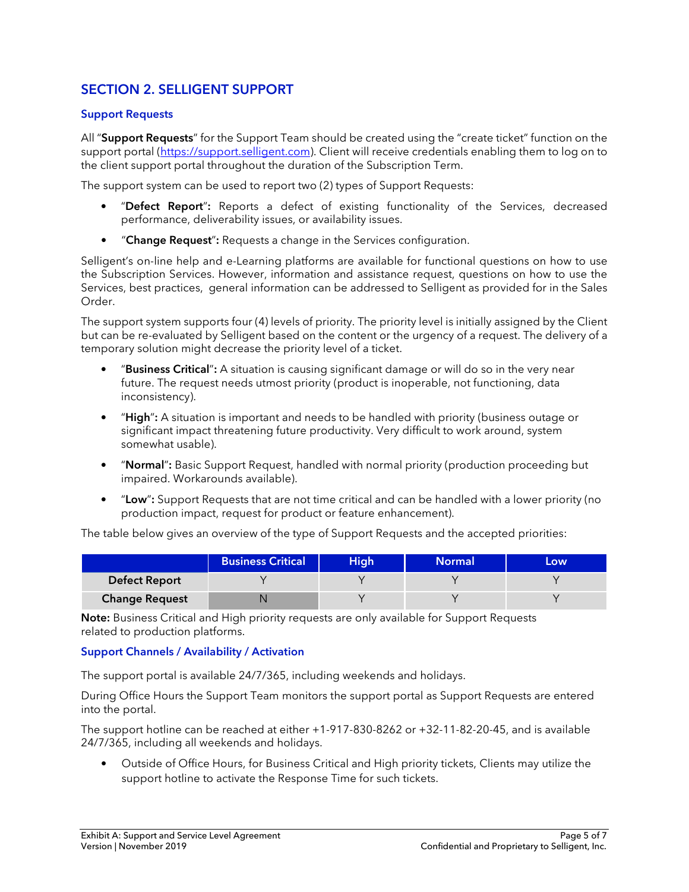## SECTION 2. SELLIGENT SUPPORT

### Support Requests

All "**Support Requests**" for the Support Team should be created using the "create ticket" function on the support portal (https://support.selligent.com). Client will receive credentials enabling them to log on to the client support portal throughout the duration of the Subscription Term.

The support system can be used to report two (2) types of Support Requests:

- "**Defect Report**"**:** Reports a defect of existing functionality of the Services, decreased performance, deliverability issues, or availability issues.
- "**Change Request**"**:** Requests a change in the Services configuration.

Selligent's on-line help and e-Learning platforms are available for functional questions on how to use the Subscription Services. However, information and assistance request, questions on how to use the Services, best practices, general information can be addressed to Selligent as provided for in the Sales Order.

The support system supports four (4) levels of priority. The priority level is initially assigned by the Client but can be re-evaluated by Selligent based on the content or the urgency of a request. The delivery of a temporary solution might decrease the priority level of a ticket.

- "**Business Critical**"**:** A situation is causing significant damage or will do so in the very near future. The request needs utmost priority (product is inoperable, not functioning, data inconsistency).
- "**High**"**:** A situation is important and needs to be handled with priority (business outage or significant impact threatening future productivity. Very difficult to work around, system somewhat usable).
- "**Normal**"**:** Basic Support Request, handled with normal priority (production proceeding but impaired. Workarounds available).
- "**Low**"**:** Support Requests that are not time critical and can be handled with a lower priority (no production impact, request for product or feature enhancement).

The table below gives an overview of the type of Support Requests and the accepted priorities:

| | Business Critical | High | Normal | Low |
|---|---|---|---|---|
| **Defect Report** | Y | Y | Y | Y |
| **Change Request** | N | Y | Y | Y |

**Note:** Business Critical and High priority requests are only available for Support Requests related to production platforms.

### Support Channels / Availability / Activation

The support portal is available 24/7/365, including weekends and holidays.

During Office Hours the Support Team monitors the support portal as Support Requests are entered into the portal.

The support hotline can be reached at either +1-917-830-8262 or +32-11-82-20-45, and is available 24/7/365, including all weekends and holidays.

- Outside of Office Hours, for Business Critical and High priority tickets, Clients may utilize the support hotline to activate the Response Time for such tickets.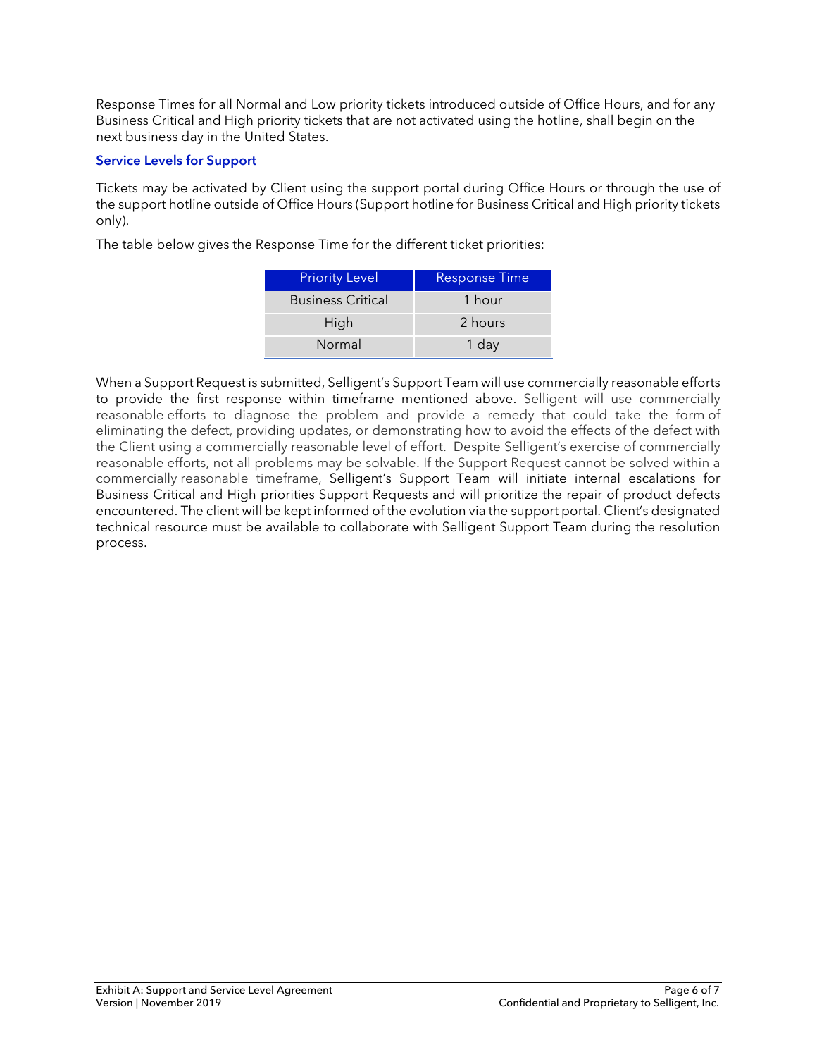Response Times for all Normal and Low priority tickets introduced outside of Office Hours, and for any Business Critical and High priority tickets that are not activated using the hotline, shall begin on the next business day in the United States.

### Service Levels for Support

Tickets may be activated by Client using the support portal during Office Hours or through the use of the support hotline outside of Office Hours (Support hotline for Business Critical and High priority tickets only).

The table below gives the Response Time for the different ticket priorities:

| Priority Level | Response Time |
|---|---|
| Business Critical | 1 hour |
| High | 2 hours |
| Normal | 1 day |

When a Support Request is submitted, Selligent's Support Team will use commercially reasonable efforts to provide the first response within timeframe mentioned above. Selligent will use commercially reasonable efforts to diagnose the problem and provide a remedy that could take the form of eliminating the defect, providing updates, or demonstrating how to avoid the effects of the defect with the Client using a commercially reasonable level of effort. Despite Selligent's exercise of commercially reasonable efforts, not all problems may be solvable. If the Support Request cannot be solved within a commercially reasonable timeframe, Selligent's Support Team will initiate internal escalations for Business Critical and High priorities Support Requests and will prioritize the repair of product defects encountered. The client will be kept informed of the evolution via the support portal. Client's designated technical resource must be available to collaborate with Selligent Support Team during the resolution process.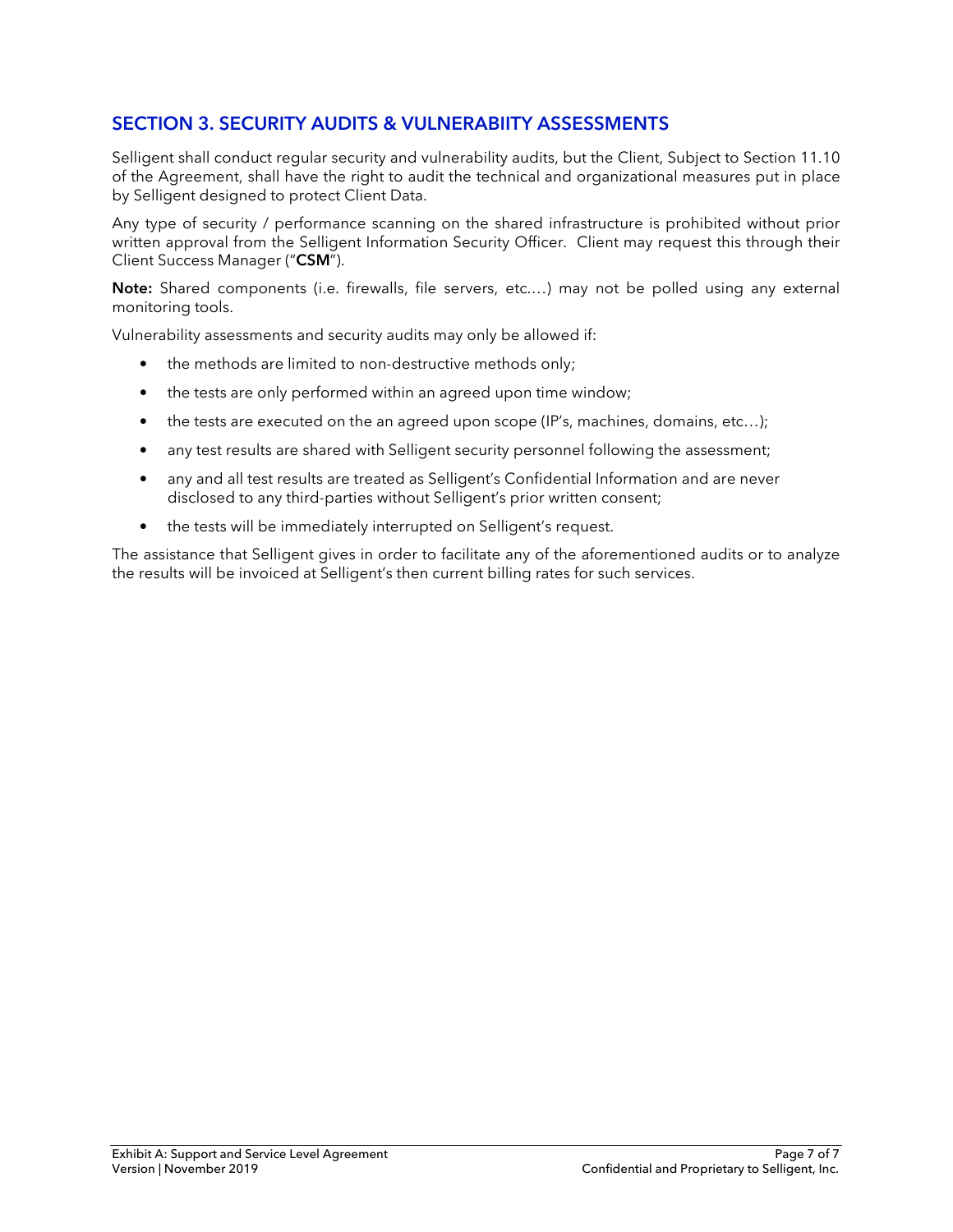## SECTION 3. SECURITY AUDITS & VULNERABIITY ASSESSMENTS

Selligent shall conduct regular security and vulnerability audits, but the Client, Subject to Section 11.10 of the Agreement, shall have the right to audit the technical and organizational measures put in place by Selligent designed to protect Client Data.

Any type of security / performance scanning on the shared infrastructure is prohibited without prior written approval from the Selligent Information Security Officer. Client may request this through their Client Success Manager ("**CSM**").

**Note:** Shared components (i.e. firewalls, file servers, etc.…) may not be polled using any external monitoring tools.

Vulnerability assessments and security audits may only be allowed if:

- the methods are limited to non-destructive methods only;
- the tests are only performed within an agreed upon time window;
- the tests are executed on the an agreed upon scope (IP's, machines, domains, etc…);
- any test results are shared with Selligent security personnel following the assessment;
- any and all test results are treated as Selligent's Confidential Information and are never disclosed to any third-parties without Selligent's prior written consent;
- the tests will be immediately interrupted on Selligent's request.

The assistance that Selligent gives in order to facilitate any of the aforementioned audits or to analyze the results will be invoiced at Selligent's then current billing rates for such services.